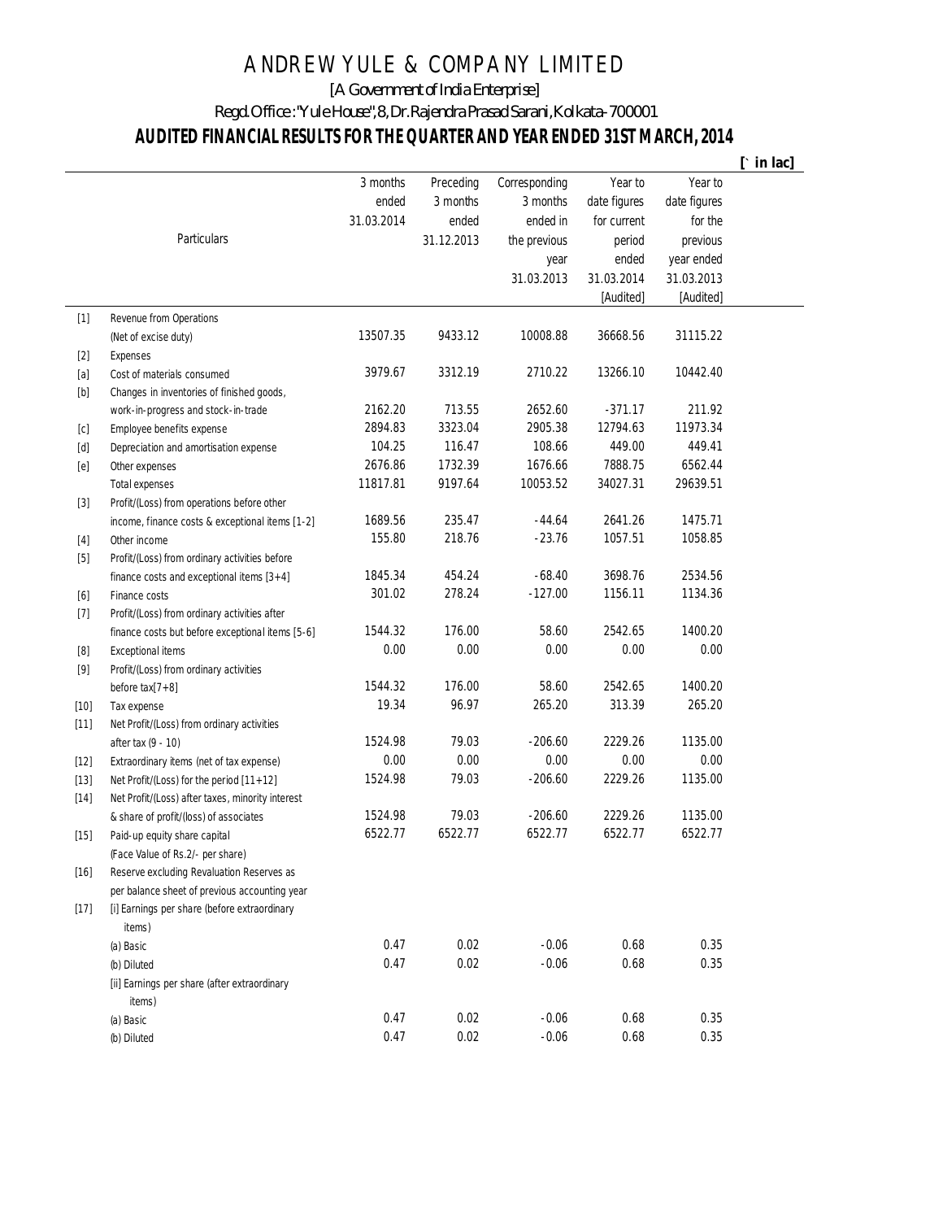# ANDREW YULE & COMPANY LIMITED

[A Government of India Enterprise]

Regd.Office : "Yule House", 8, Dr.Rajendra Prasad Sarani, Kolkata-700001

## AUDITED FINANCIAL RESULTS FOR THE QUARTER AND YEAR ENDED 31ST MARCH, 2014

[` in lac]

| | Particulars | 3 months ended 31.03.2014 | Preceding 3 months ended 31.12.2013 | Corresponding 3 months ended in the previous year 31.03.2013 | Year to date figures for current period ended 31.03.2014 [Audited] | Year to date figures for the previous year ended 31.03.2013 [Audited] |
|---|---|---|---|---|---|---|
| [1] | Revenue from Operations (Net of excise duty) | 13507.35 | 9433.12 | 10008.88 | 36668.56 | 31115.22 |
| [2] | Expenses | | | | | |
| [a] | Cost of materials consumed | 3979.67 | 3312.19 | 2710.22 | 13266.10 | 10442.40 |
| [b] | Changes in inventories of finished goods, work-in-progress and stock-in-trade | 2162.20 | 713.55 | 2652.60 | -371.17 | 211.92 |
| [c] | Employee benefits expense | 2894.83 | 3323.04 | 2905.38 | 12794.63 | 11973.34 |
| [d] | Depreciation and amortisation expense | 104.25 | 116.47 | 108.66 | 449.00 | 449.41 |
| [e] | Other expenses | 2676.86 | 1732.39 | 1676.66 | 7888.75 | 6562.44 |
| | Total expenses | 11817.81 | 9197.64 | 10053.52 | 34027.31 | 29639.51 |
| [3] | Profit/(Loss) from operations before other income, finance costs & exceptional items [1-2] | 1689.56 | 235.47 | -44.64 | 2641.26 | 1475.71 |
| [4] | Other income | 155.80 | 218.76 | -23.76 | 1057.51 | 1058.85 |
| [5] | Profit/(Loss) from ordinary activities before finance costs and exceptional items [3+4] | 1845.34 | 454.24 | -68.40 | 3698.76 | 2534.56 |
| [6] | Finance costs | 301.02 | 278.24 | -127.00 | 1156.11 | 1134.36 |
| [7] | Profit/(Loss) from ordinary activities after finance costs but before exceptional items [5-6] | 1544.32 | 176.00 | 58.60 | 2542.65 | 1400.20 |
| [8] | Exceptional items | 0.00 | 0.00 | 0.00 | 0.00 | 0.00 |
| [9] | Profit/(Loss) from ordinary activities before tax[7+8] | 1544.32 | 176.00 | 58.60 | 2542.65 | 1400.20 |
| [10] | Tax expense | 19.34 | 96.97 | 265.20 | 313.39 | 265.20 |
| [11] | Net Profit/(Loss) from ordinary activities after tax (9 - 10) | 1524.98 | 79.03 | -206.60 | 2229.26 | 1135.00 |
| [12] | Extraordinary items (net of tax expense) | 0.00 | 0.00 | 0.00 | 0.00 | 0.00 |
| [13] | Net Profit/(Loss) for the period [11+12] | 1524.98 | 79.03 | -206.60 | 2229.26 | 1135.00 |
| [14] | Net Profit/(Loss) after taxes, minority interest & share of profit/(loss) of associates | 1524.98 | 79.03 | -206.60 | 2229.26 | 1135.00 |
| [15] | Paid-up equity share capital (Face Value of Rs.2/- per share) | 6522.77 | 6522.77 | 6522.77 | 6522.77 | 6522.77 |
| [16] | Reserve excluding Revaluation Reserves as per balance sheet of previous accounting year | | | | | |
| [17] | [i] Earnings per share (before extraordinary items) | | | | | |
| | (a) Basic | 0.47 | 0.02 | -0.06 | 0.68 | 0.35 |
| | (b) Diluted | 0.47 | 0.02 | -0.06 | 0.68 | 0.35 |
| | [ii] Earnings per share (after extraordinary items) | | | | | |
| | (a) Basic | 0.47 | 0.02 | -0.06 | 0.68 | 0.35 |
| | (b) Diluted | 0.47 | 0.02 | -0.06 | 0.68 | 0.35 |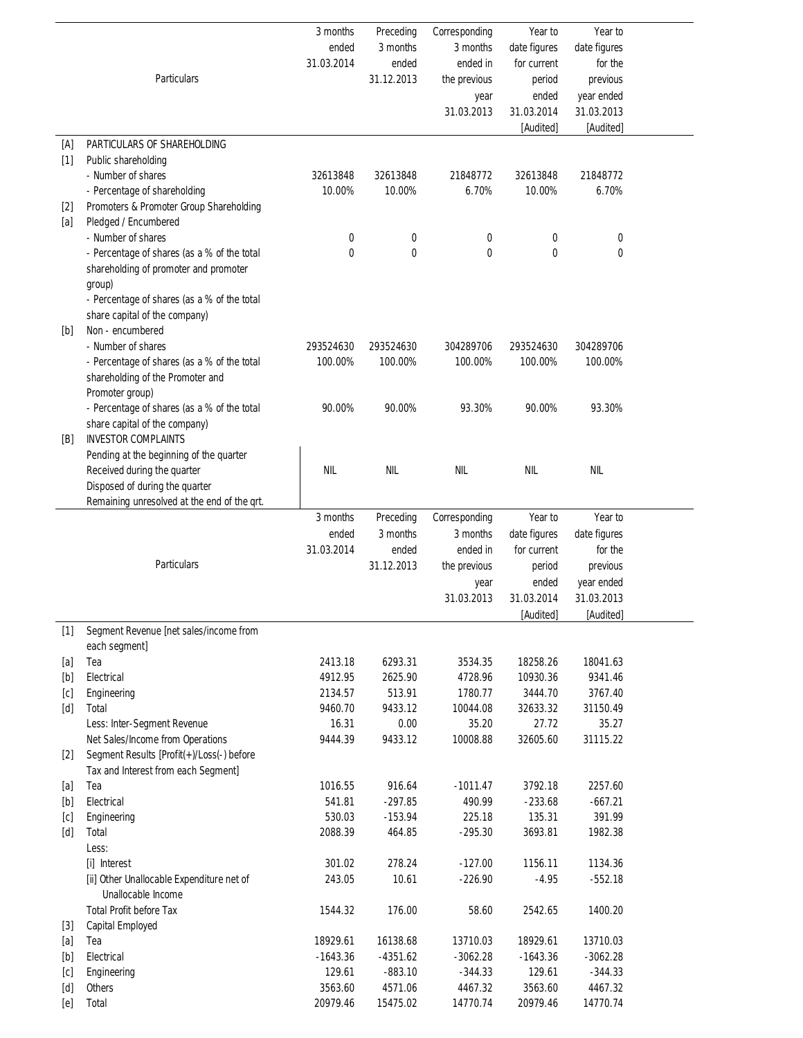| | Particulars | 3 months ended 31.03.2014 | Preceding 3 months ended 31.12.2013 | Corresponding 3 months ended in the previous year 31.03.2013 | Year to date figures for current period ended 31.03.2014 [Audited] | Year to date figures for the previous year ended 31.03.2013 [Audited] |
|---|---|---|---|---|---|---|
| [A] | PARTICULARS OF SHAREHOLDING | | | | | |
| [1] | Public shareholding | | | | | |
| | - Number of shares | 32613848 | 32613848 | 21848772 | 32613848 | 21848772 |
| | - Percentage of shareholding | 10.00% | 10.00% | 6.70% | 10.00% | 6.70% |
| [2] | Promoters & Promoter Group Shareholding | | | | | |
| [a] | Pledged / Encumbered | | | | | |
| | - Number of shares | 0 | 0 | 0 | 0 | 0 |
| | - Percentage of shares (as a % of the total shareholding of promoter and promoter group) | 0 | 0 | 0 | 0 | 0 |
| | - Percentage of shares (as a % of the total share capital of the company) | | | | | |
| [b] | Non - encumbered | | | | | |
| | - Number of shares | 293524630 | 293524630 | 304289706 | 293524630 | 304289706 |
| | - Percentage of shares (as a % of the total shareholding of the Promoter and Promoter group) | 100.00% | 100.00% | 100.00% | 100.00% | 100.00% |
| | - Percentage of shares (as a % of the total share capital of the company) | 90.00% | 90.00% | 93.30% | 90.00% | 93.30% |
| [B] | INVESTOR COMPLAINTS | | | | | |
| | Pending at the beginning of the quarter<br>Received during the quarter<br>Disposed of during the quarter<br>Remaining unresolved at the end of the qrt. | NIL | NIL | NIL | NIL | NIL |

| | Particulars | 3 months ended 31.03.2014 | Preceding 3 months ended 31.12.2013 | Corresponding 3 months ended in the previous year 31.03.2013 | Year to date figures for current period ended 31.03.2014 [Audited] | Year to date figures for the previous year ended 31.03.2013 [Audited] |
|---|---|---|---|---|---|---|
| [1] | Segment Revenue [net sales/income from each segment] | | | | | |
| [a] | Tea | 2413.18 | 6293.31 | 3534.35 | 18258.26 | 18041.63 |
| [b] | Electrical | 4912.95 | 2625.90 | 4728.96 | 10930.36 | 9341.46 |
| [c] | Engineering | 2134.57 | 513.91 | 1780.77 | 3444.70 | 3767.40 |
| [d] | Total | 9460.70 | 9433.12 | 10044.08 | 32633.32 | 31150.49 |
| | Less: Inter-Segment Revenue | 16.31 | 0.00 | 35.20 | 27.72 | 35.27 |
| | Net Sales/Income from Operations | 9444.39 | 9433.12 | 10008.88 | 32605.60 | 31115.22 |
| [2] | Segment Results [Profit(+)/Loss(-) before Tax and Interest from each Segment] | | | | | |
| [a] | Tea | 1016.55 | 916.64 | -1011.47 | 3792.18 | 2257.60 |
| [b] | Electrical | 541.81 | -297.85 | 490.99 | -233.68 | -667.21 |
| [c] | Engineering | 530.03 | -153.94 | 225.18 | 135.31 | 391.99 |
| [d] | Total | 2088.39 | 464.85 | -295.30 | 3693.81 | 1982.38 |
| | Less: | | | | | |
| | [i] Interest | 301.02 | 278.24 | -127.00 | 1156.11 | 1134.36 |
| | [ii] Other Unallocable Expenditure net of Unallocable Income | 243.05 | 10.61 | -226.90 | -4.95 | -552.18 |
| | Total Profit before Tax | 1544.32 | 176.00 | 58.60 | 2542.65 | 1400.20 |
| [3] | Capital Employed | | | | | |
| [a] | Tea | 18929.61 | 16138.68 | 13710.03 | 18929.61 | 13710.03 |
| [b] | Electrical | -1643.36 | -4351.62 | -3062.28 | -1643.36 | -3062.28 |
| [c] | Engineering | 129.61 | -883.10 | -344.33 | 129.61 | -344.33 |
| [d] | Others | 3563.60 | 4571.06 | 4467.32 | 3563.60 | 4467.32 |
| [e] | Total | 20979.46 | 15475.02 | 14770.74 | 20979.46 | 14770.74 |